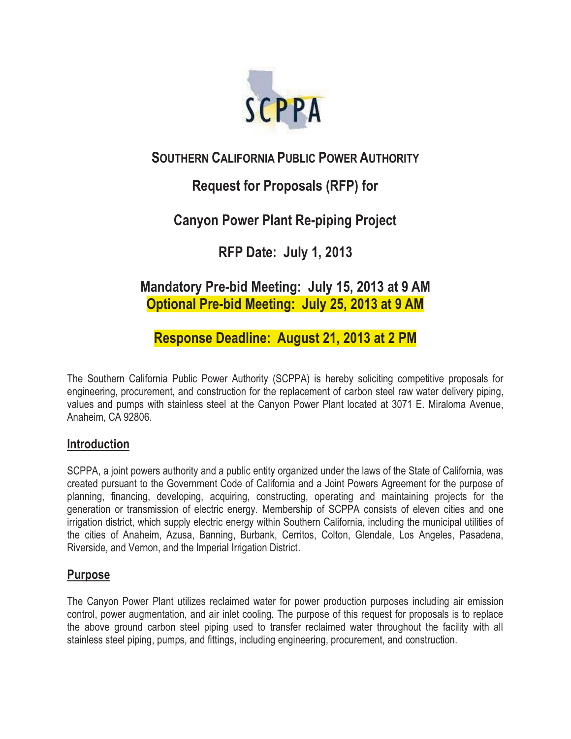SCPPA

# SOUTHERN CALIFORNIA PUBLIC POWER AUTHORITY

## Request for Proposals (RFP) for

## Canyon Power Plant Re-piping Project

## RFP Date: July 1, 2013

## Mandatory Pre-bid Meeting: July 15, 2013 at 9 AM
## Optional Pre-bid Meeting: July 25, 2013 at 9 AM

## Response Deadline: August 21, 2013 at 2 PM

The Southern California Public Power Authority (SCPPA) is hereby soliciting competitive proposals for engineering, procurement, and construction for the replacement of carbon steel raw water delivery piping, values and pumps with stainless steel at the Canyon Power Plant located at 3071 E. Miraloma Avenue, Anaheim, CA 92806.

## Introduction

SCPPA, a joint powers authority and a public entity organized under the laws of the State of California, was created pursuant to the Government Code of California and a Joint Powers Agreement for the purpose of planning, financing, developing, acquiring, constructing, operating and maintaining projects for the generation or transmission of electric energy. Membership of SCPPA consists of eleven cities and one irrigation district, which supply electric energy within Southern California, including the municipal utilities of the cities of Anaheim, Azusa, Banning, Burbank, Cerritos, Colton, Glendale, Los Angeles, Pasadena, Riverside, and Vernon, and the Imperial Irrigation District.

## Purpose

The Canyon Power Plant utilizes reclaimed water for power production purposes including air emission control, power augmentation, and air inlet cooling. The purpose of this request for proposals is to replace the above ground carbon steel piping used to transfer reclaimed water throughout the facility with all stainless steel piping, pumps, and fittings, including engineering, procurement, and construction.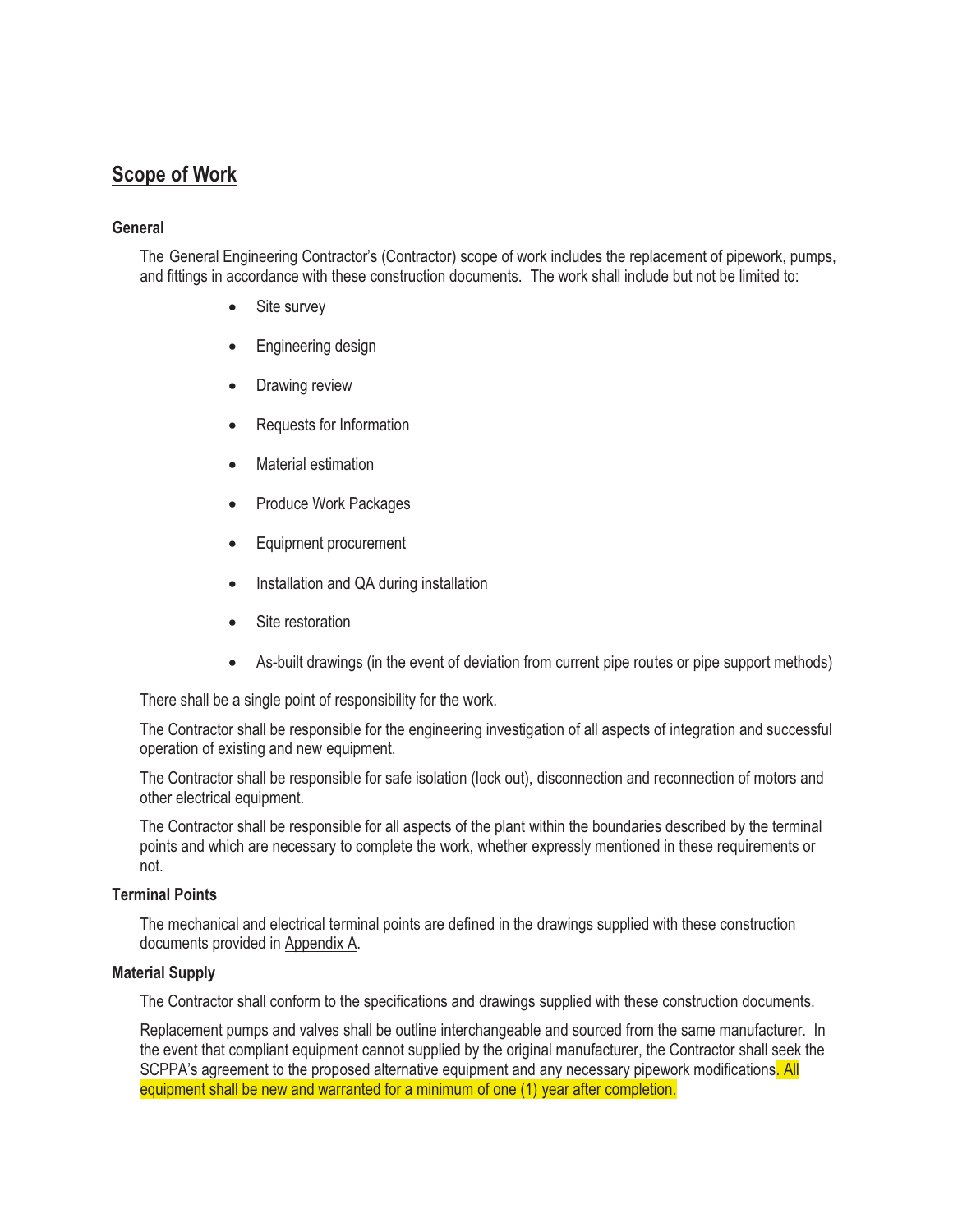## Scope of Work

### General

The General Engineering Contractor's (Contractor) scope of work includes the replacement of pipework, pumps, and fittings in accordance with these construction documents. The work shall include but not be limited to:

- Site survey
- Engineering design
- Drawing review
- Requests for Information
- Material estimation
- Produce Work Packages
- Equipment procurement
- Installation and QA during installation
- Site restoration
- As-built drawings (in the event of deviation from current pipe routes or pipe support methods)

There shall be a single point of responsibility for the work.

The Contractor shall be responsible for the engineering investigation of all aspects of integration and successful operation of existing and new equipment.

The Contractor shall be responsible for safe isolation (lock out), disconnection and reconnection of motors and other electrical equipment.

The Contractor shall be responsible for all aspects of the plant within the boundaries described by the terminal points and which are necessary to complete the work, whether expressly mentioned in these requirements or not.

### Terminal Points

The mechanical and electrical terminal points are defined in the drawings supplied with these construction documents provided in Appendix A.

### Material Supply

The Contractor shall conform to the specifications and drawings supplied with these construction documents.

Replacement pumps and valves shall be outline interchangeable and sourced from the same manufacturer. In the event that compliant equipment cannot supplied by the original manufacturer, the Contractor shall seek the SCPPA's agreement to the proposed alternative equipment and any necessary pipework modifications. All equipment shall be new and warranted for a minimum of one (1) year after completion.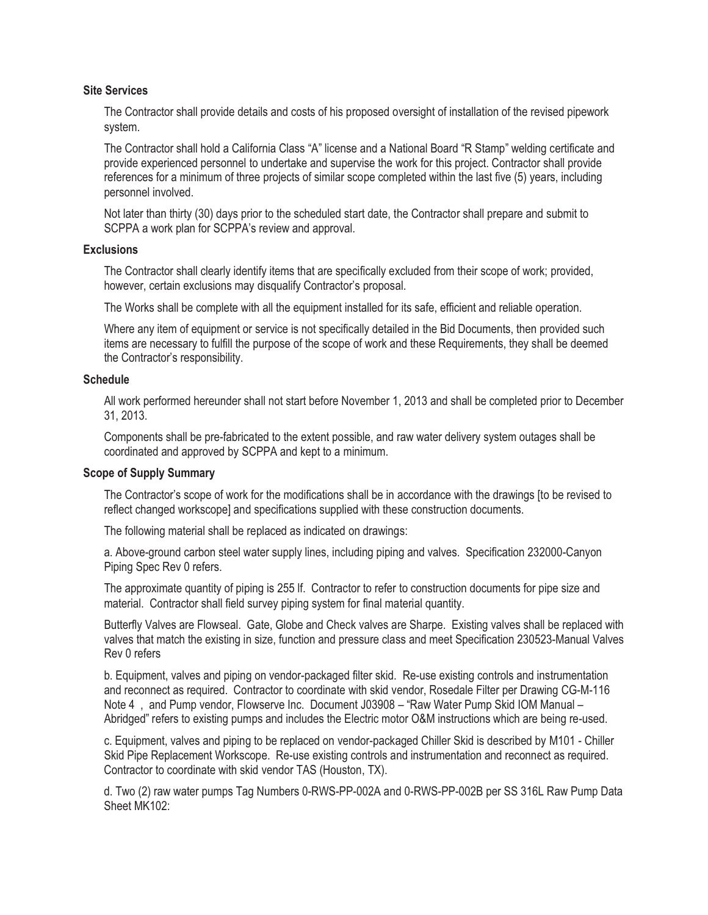### Site Services

The Contractor shall provide details and costs of his proposed oversight of installation of the revised pipework system.

The Contractor shall hold a California Class “A” license and a National Board “R Stamp” welding certificate and provide experienced personnel to undertake and supervise the work for this project. Contractor shall provide references for a minimum of three projects of similar scope completed within the last five (5) years, including personnel involved.

Not later than thirty (30) days prior to the scheduled start date, the Contractor shall prepare and submit to SCPPA a work plan for SCPPA’s review and approval.

### Exclusions

The Contractor shall clearly identify items that are specifically excluded from their scope of work; provided, however, certain exclusions may disqualify Contractor’s proposal.

The Works shall be complete with all the equipment installed for its safe, efficient and reliable operation.

Where any item of equipment or service is not specifically detailed in the Bid Documents, then provided such items are necessary to fulfill the purpose of the scope of work and these Requirements, they shall be deemed the Contractor’s responsibility.

### Schedule

All work performed hereunder shall not start before November 1, 2013 and shall be completed prior to December 31, 2013.

Components shall be pre-fabricated to the extent possible, and raw water delivery system outages shall be coordinated and approved by SCPPA and kept to a minimum.

### Scope of Supply Summary

The Contractor’s scope of work for the modifications shall be in accordance with the drawings [to be revised to reflect changed workscope] and specifications supplied with these construction documents.

The following material shall be replaced as indicated on drawings:

a. Above-ground carbon steel water supply lines, including piping and valves. Specification 232000-Canyon Piping Spec Rev 0 refers.

The approximate quantity of piping is 255 lf. Contractor to refer to construction documents for pipe size and material. Contractor shall field survey piping system for final material quantity.

Butterfly Valves are Flowseal. Gate, Globe and Check valves are Sharpe. Existing valves shall be replaced with valves that match the existing in size, function and pressure class and meet Specification 230523-Manual Valves Rev 0 refers

b. Equipment, valves and piping on vendor-packaged filter skid. Re-use existing controls and instrumentation and reconnect as required. Contractor to coordinate with skid vendor, Rosedale Filter per Drawing CG-M-116 Note 4 , and Pump vendor, Flowserve Inc. Document J03908 – “Raw Water Pump Skid IOM Manual – Abridged” refers to existing pumps and includes the Electric motor O&M instructions which are being re-used.

c. Equipment, valves and piping to be replaced on vendor-packaged Chiller Skid is described by M101 - Chiller Skid Pipe Replacement Workscope. Re-use existing controls and instrumentation and reconnect as required. Contractor to coordinate with skid vendor TAS (Houston, TX).

d. Two (2) raw water pumps Tag Numbers 0-RWS-PP-002A and 0-RWS-PP-002B per SS 316L Raw Pump Data Sheet MK102: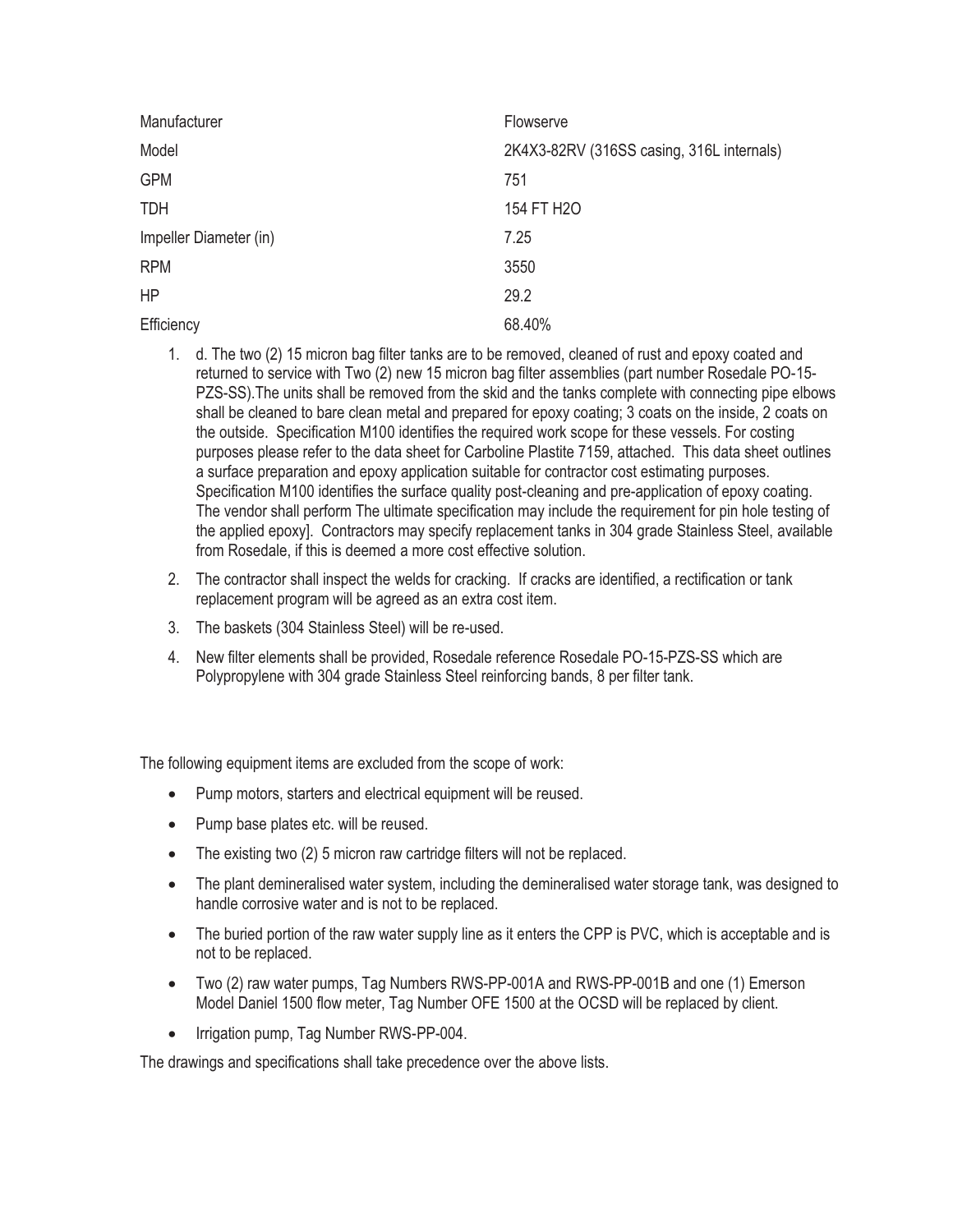| Manufacturer | Flowserve |
|---|---|
| Model | 2K4X3-82RV (316SS casing, 316L internals) |
| GPM | 751 |
| TDH | 154 FT $H_2O$ |
| Impeller Diameter (in) | 7.25 |
| RPM | 3550 |
| HP | 29.2 |
| Efficiency | 68.40% |

1. d. The two (2) 15 micron bag filter tanks are to be removed, cleaned of rust and epoxy coated and returned to service with Two (2) new 15 micron bag filter assemblies (part number Rosedale PO-15-PZS-SS).The units shall be removed from the skid and the tanks complete with connecting pipe elbows shall be cleaned to bare clean metal and prepared for epoxy coating; 3 coats on the inside, 2 coats on the outside. Specification M100 identifies the required work scope for these vessels. For costing purposes please refer to the data sheet for Carboline Plastite 7159, attached. This data sheet outlines a surface preparation and epoxy application suitable for contractor cost estimating purposes. Specification M100 identifies the surface quality post-cleaning and pre-application of epoxy coating. The vendor shall perform The ultimate specification may include the requirement for pin hole testing of the applied epoxy]. Contractors may specify replacement tanks in 304 grade Stainless Steel, available from Rosedale, if this is deemed a more cost effective solution.
2. The contractor shall inspect the welds for cracking. If cracks are identified, a rectification or tank replacement program will be agreed as an extra cost item.
3. The baskets (304 Stainless Steel) will be re-used.
4. New filter elements shall be provided, Rosedale reference Rosedale PO-15-PZS-SS which are Polypropylene with 304 grade Stainless Steel reinforcing bands, 8 per filter tank.

The following equipment items are excluded from the scope of work:

- Pump motors, starters and electrical equipment will be reused.
- Pump base plates etc. will be reused.
- The existing two (2) 5 micron raw cartridge filters will not be replaced.
- The plant demineralised water system, including the demineralised water storage tank, was designed to handle corrosive water and is not to be replaced.
- The buried portion of the raw water supply line as it enters the CPP is PVC, which is acceptable and is not to be replaced.
- Two (2) raw water pumps, Tag Numbers RWS-PP-001A and RWS-PP-001B and one (1) Emerson Model Daniel 1500 flow meter, Tag Number OFE 1500 at the OCSD will be replaced by client.
- Irrigation pump, Tag Number RWS-PP-004.

The drawings and specifications shall take precedence over the above lists.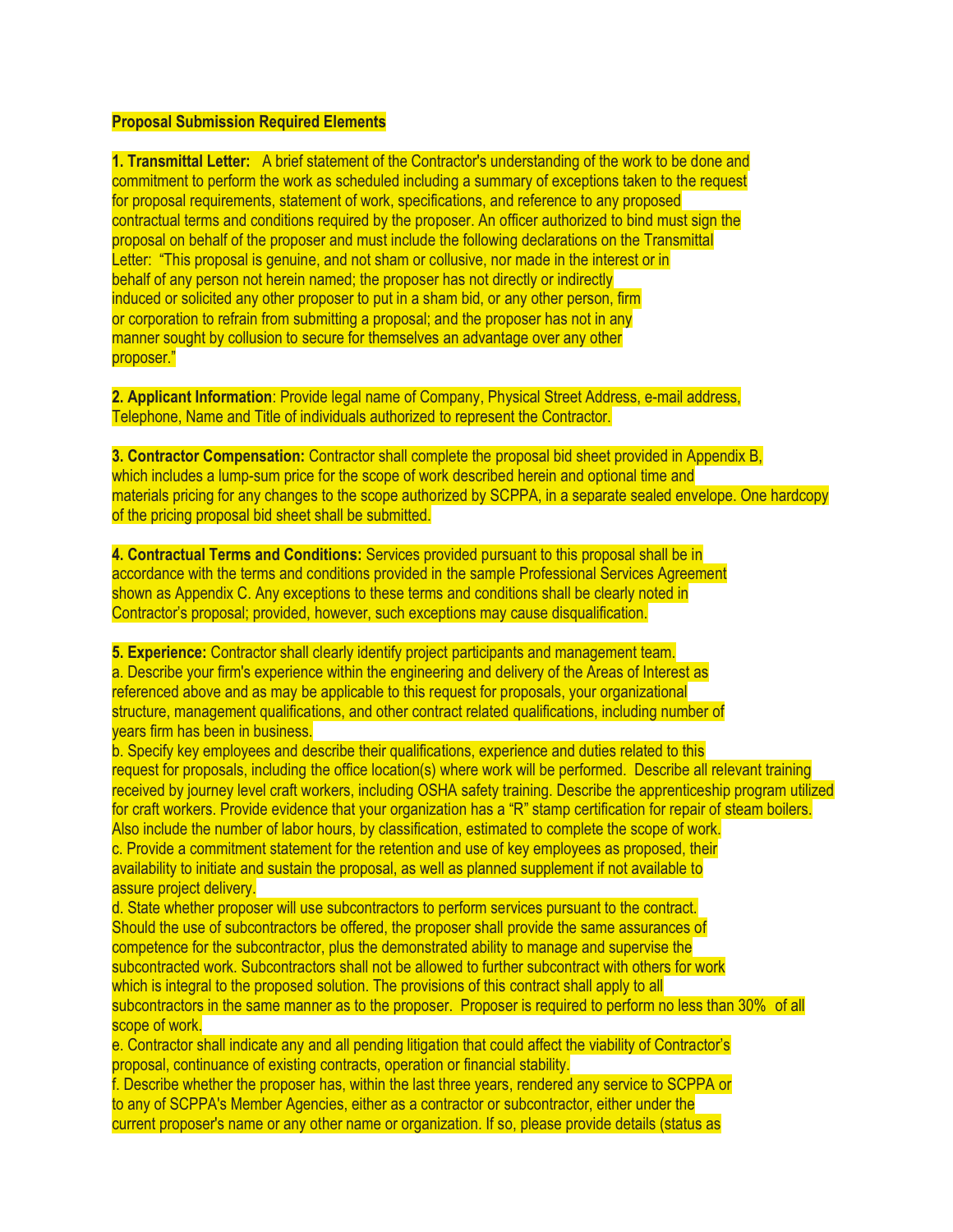**Proposal Submission Required Elements**

**1. Transmittal Letter:** A brief statement of the Contractor's understanding of the work to be done and commitment to perform the work as scheduled including a summary of exceptions taken to the request for proposal requirements, statement of work, specifications, and reference to any proposed contractual terms and conditions required by the proposer. An officer authorized to bind must sign the proposal on behalf of the proposer and must include the following declarations on the Transmittal Letter: "This proposal is genuine, and not sham or collusive, nor made in the interest or in behalf of any person not herein named; the proposer has not directly or indirectly induced or solicited any other proposer to put in a sham bid, or any other person, firm or corporation to refrain from submitting a proposal; and the proposer has not in any manner sought by collusion to secure for themselves an advantage over any other proposer."

**2. Applicant Information**: Provide legal name of Company, Physical Street Address, e-mail address, Telephone, Name and Title of individuals authorized to represent the Contractor.

**3. Contractor Compensation:** Contractor shall complete the proposal bid sheet provided in Appendix B, which includes a lump-sum price for the scope of work described herein and optional time and materials pricing for any changes to the scope authorized by SCPPA, in a separate sealed envelope. One hardcopy of the pricing proposal bid sheet shall be submitted.

**4. Contractual Terms and Conditions:** Services provided pursuant to this proposal shall be in accordance with the terms and conditions provided in the sample Professional Services Agreement shown as Appendix C. Any exceptions to these terms and conditions shall be clearly noted in Contractor's proposal; provided, however, such exceptions may cause disqualification.

**5. Experience:** Contractor shall clearly identify project participants and management team.

a. Describe your firm's experience within the engineering and delivery of the Areas of Interest as referenced above and as may be applicable to this request for proposals, your organizational structure, management qualifications, and other contract related qualifications, including number of years firm has been in business.

b. Specify key employees and describe their qualifications, experience and duties related to this request for proposals, including the office location(s) where work will be performed. Describe all relevant training received by journey level craft workers, including OSHA safety training. Describe the apprenticeship program utilized for craft workers. Provide evidence that your organization has a "R" stamp certification for repair of steam boilers. Also include the number of labor hours, by classification, estimated to complete the scope of work.

c. Provide a commitment statement for the retention and use of key employees as proposed, their availability to initiate and sustain the proposal, as well as planned supplement if not available to assure project delivery.

d. State whether proposer will use subcontractors to perform services pursuant to the contract. Should the use of subcontractors be offered, the proposer shall provide the same assurances of competence for the subcontractor, plus the demonstrated ability to manage and supervise the subcontracted work. Subcontractors shall not be allowed to further subcontract with others for work which is integral to the proposed solution. The provisions of this contract shall apply to all subcontractors in the same manner as to the proposer. Proposer is required to perform no less than 30% of all scope of work.

e. Contractor shall indicate any and all pending litigation that could affect the viability of Contractor's proposal, continuance of existing contracts, operation or financial stability.

f. Describe whether the proposer has, within the last three years, rendered any service to SCPPA or to any of SCPPA's Member Agencies, either as a contractor or subcontractor, either under the current proposer's name or any other name or organization. If so, please provide details (status as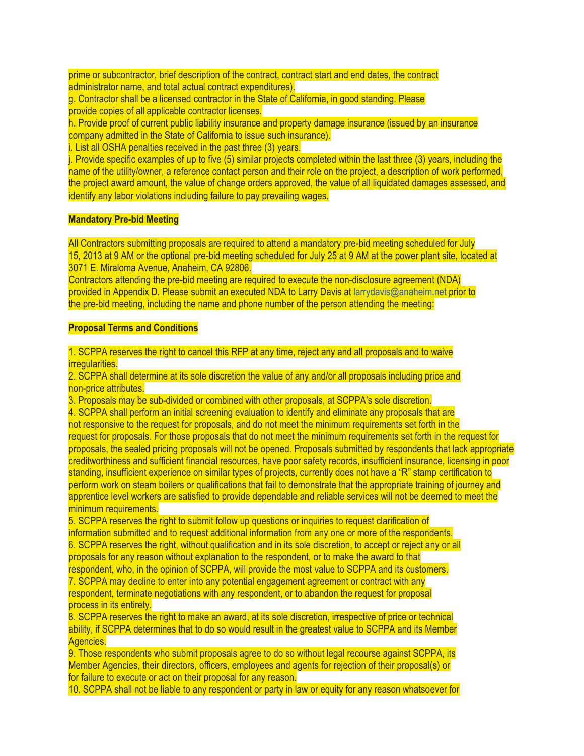prime or subcontractor, brief description of the contract, contract start and end dates, the contract administrator name, and total actual contract expenditures).

g. Contractor shall be a licensed contractor in the State of California, in good standing. Please provide copies of all applicable contractor licenses.

h. Provide proof of current public liability insurance and property damage insurance (issued by an insurance company admitted in the State of California to issue such insurance).

i. List all OSHA penalties received in the past three (3) years.

j. Provide specific examples of up to five (5) similar projects completed within the last three (3) years, including the name of the utility/owner, a reference contact person and their role on the project, a description of work performed, the project award amount, the value of change orders approved, the value of all liquidated damages assessed, and identify any labor violations including failure to pay prevailing wages.

**Mandatory Pre-bid Meeting**

All Contractors submitting proposals are required to attend a mandatory pre-bid meeting scheduled for July 15, 2013 at 9 AM or the optional pre-bid meeting scheduled for July 25 at 9 AM at the power plant site, located at 3071 E. Miraloma Avenue, Anaheim, CA 92806.

Contractors attending the pre-bid meeting are required to execute the non-disclosure agreement (NDA) provided in Appendix D. Please submit an executed NDA to Larry Davis at larrydavis@anaheim.net prior to the pre-bid meeting, including the name and phone number of the person attending the meeting:

**Proposal Terms and Conditions**

1. SCPPA reserves the right to cancel this RFP at any time, reject any and all proposals and to waive irregularities.
2. SCPPA shall determine at its sole discretion the value of any and/or all proposals including price and non-price attributes.
3. Proposals may be sub-divided or combined with other proposals, at SCPPA's sole discretion.
4. SCPPA shall perform an initial screening evaluation to identify and eliminate any proposals that are not responsive to the request for proposals, and do not meet the minimum requirements set forth in the request for proposals. For those proposals that do not meet the minimum requirements set forth in the request for proposals, the sealed pricing proposals will not be opened. Proposals submitted by respondents that lack appropriate creditworthiness and sufficient financial resources, have poor safety records, insufficient insurance, licensing in poor standing, insufficient experience on similar types of projects, currently does not have a "R" stamp certification to perform work on steam boilers or qualifications that fail to demonstrate that the appropriate training of journey and apprentice level workers are satisfied to provide dependable and reliable services will not be deemed to meet the minimum requirements.
5. SCPPA reserves the right to submit follow up questions or inquiries to request clarification of information submitted and to request additional information from any one or more of the respondents.
6. SCPPA reserves the right, without qualification and in its sole discretion, to accept or reject any or all proposals for any reason without explanation to the respondent, or to make the award to that respondent, who, in the opinion of SCPPA, will provide the most value to SCPPA and its customers.
7. SCPPA may decline to enter into any potential engagement agreement or contract with any respondent, terminate negotiations with any respondent, or to abandon the request for proposal process in its entirety.
8. SCPPA reserves the right to make an award, at its sole discretion, irrespective of price or technical ability, if SCPPA determines that to do so would result in the greatest value to SCPPA and its Member Agencies.
9. Those respondents who submit proposals agree to do so without legal recourse against SCPPA, its Member Agencies, their directors, officers, employees and agents for rejection of their proposal(s) or for failure to execute or act on their proposal for any reason.
10. SCPPA shall not be liable to any respondent or party in law or equity for any reason whatsoever for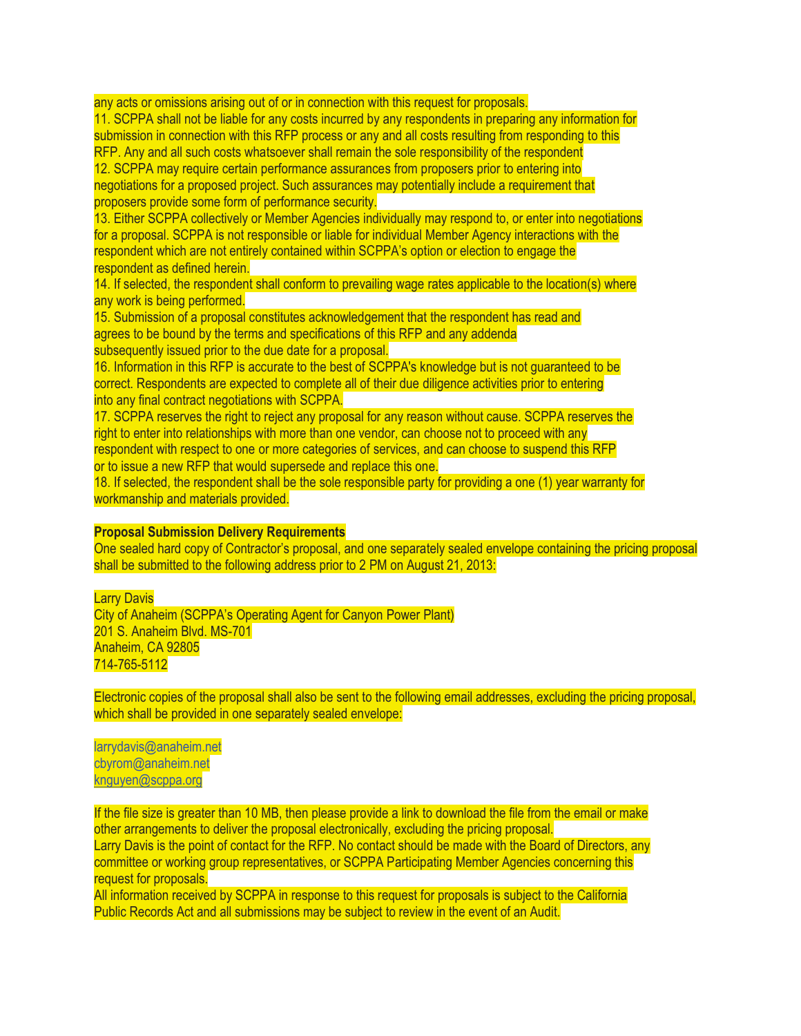any acts or omissions arising out of or in connection with this request for proposals.

11. SCPPA shall not be liable for any costs incurred by any respondents in preparing any information for submission in connection with this RFP process or any and all costs resulting from responding to this RFP. Any and all such costs whatsoever shall remain the sole responsibility of the respondent

12. SCPPA may require certain performance assurances from proposers prior to entering into negotiations for a proposed project. Such assurances may potentially include a requirement that proposers provide some form of performance security.

13. Either SCPPA collectively or Member Agencies individually may respond to, or enter into negotiations for a proposal. SCPPA is not responsible or liable for individual Member Agency interactions with the respondent which are not entirely contained within SCPPA's option or election to engage the respondent as defined herein.

14. If selected, the respondent shall conform to prevailing wage rates applicable to the location(s) where any work is being performed.

15. Submission of a proposal constitutes acknowledgement that the respondent has read and agrees to be bound by the terms and specifications of this RFP and any addenda subsequently issued prior to the due date for a proposal.

16. Information in this RFP is accurate to the best of SCPPA's knowledge but is not guaranteed to be correct. Respondents are expected to complete all of their due diligence activities prior to entering into any final contract negotiations with SCPPA.

17. SCPPA reserves the right to reject any proposal for any reason without cause. SCPPA reserves the right to enter into relationships with more than one vendor, can choose not to proceed with any respondent with respect to one or more categories of services, and can choose to suspend this RFP or to issue a new RFP that would supersede and replace this one.

18. If selected, the respondent shall be the sole responsible party for providing a one (1) year warranty for workmanship and materials provided.

**Proposal Submission Delivery Requirements**

One sealed hard copy of Contractor's proposal, and one separately sealed envelope containing the pricing proposal shall be submitted to the following address prior to 2 PM on August 21, 2013:

Larry Davis
City of Anaheim (SCPPA's Operating Agent for Canyon Power Plant)
201 S. Anaheim Blvd. MS-701
Anaheim, CA 92805
714-765-5112

Electronic copies of the proposal shall also be sent to the following email addresses, excluding the pricing proposal, which shall be provided in one separately sealed envelope:

larrydavis@anaheim.net
cbyrom@anaheim.net
knguyen@scppa.org

If the file size is greater than 10 MB, then please provide a link to download the file from the email or make other arrangements to deliver the proposal electronically, excluding the pricing proposal.

Larry Davis is the point of contact for the RFP. No contact should be made with the Board of Directors, any committee or working group representatives, or SCPPA Participating Member Agencies concerning this request for proposals.

All information received by SCPPA in response to this request for proposals is subject to the California Public Records Act and all submissions may be subject to review in the event of an Audit.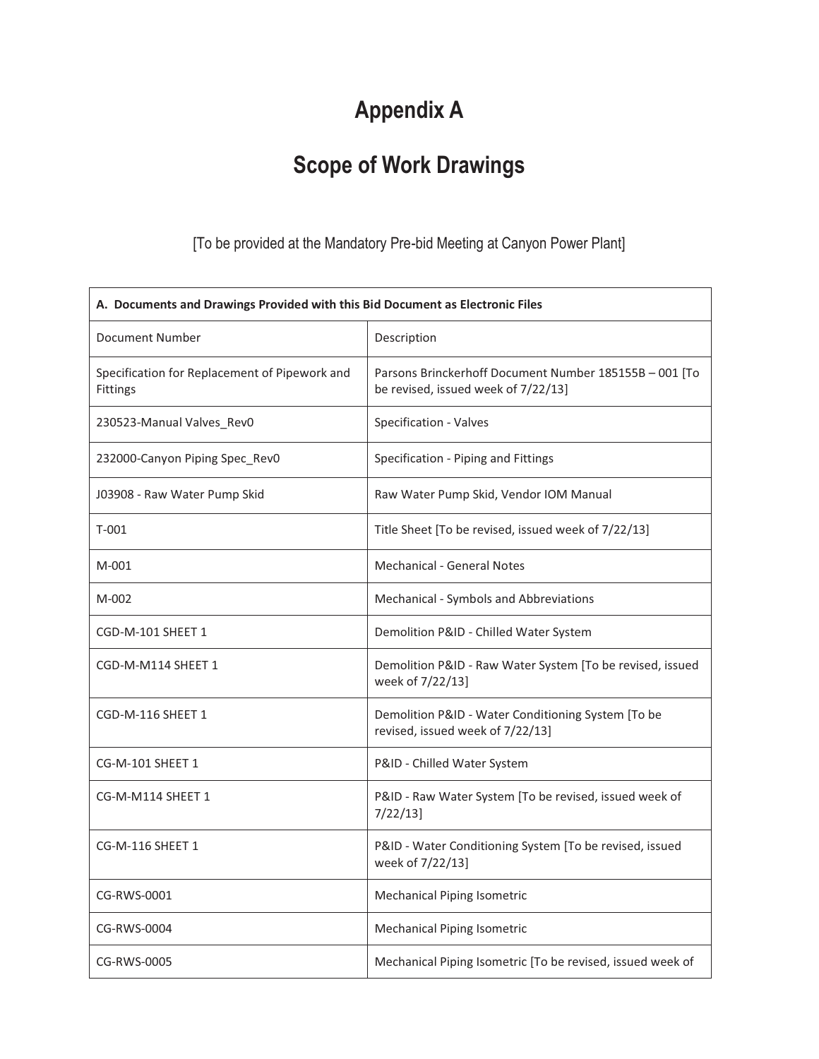# Appendix A

# Scope of Work Drawings

[To be provided at the Mandatory Pre-bid Meeting at Canyon Power Plant]

| **A. Documents and Drawings Provided with this Bid Document as Electronic Files** | |
|---|---|
| Document Number | Description |
| Specification for Replacement of Pipework and Fittings | Parsons Brinckerhoff Document Number 185155B – 001 [To be revised, issued week of 7/22/13] |
| 230523-Manual Valves_Rev0 | Specification - Valves |
| 232000-Canyon Piping Spec_Rev0 | Specification - Piping and Fittings |
| J03908 - Raw Water Pump Skid | Raw Water Pump Skid, Vendor IOM Manual |
| T-001 | Title Sheet [To be revised, issued week of 7/22/13] |
| M-001 | Mechanical - General Notes |
| M-002 | Mechanical - Symbols and Abbreviations |
| CGD-M-101 SHEET 1 | Demolition P&ID - Chilled Water System |
| CGD-M-M114 SHEET 1 | Demolition P&ID - Raw Water System [To be revised, issued week of 7/22/13] |
| CGD-M-116 SHEET 1 | Demolition P&ID - Water Conditioning System [To be revised, issued week of 7/22/13] |
| CG-M-101 SHEET 1 | P&ID - Chilled Water System |
| CG-M-M114 SHEET 1 | P&ID - Raw Water System [To be revised, issued week of 7/22/13] |
| CG-M-116 SHEET 1 | P&ID - Water Conditioning System [To be revised, issued week of 7/22/13] |
| CG-RWS-0001 | Mechanical Piping Isometric |
| CG-RWS-0004 | Mechanical Piping Isometric |
| CG-RWS-0005 | Mechanical Piping Isometric [To be revised, issued week of |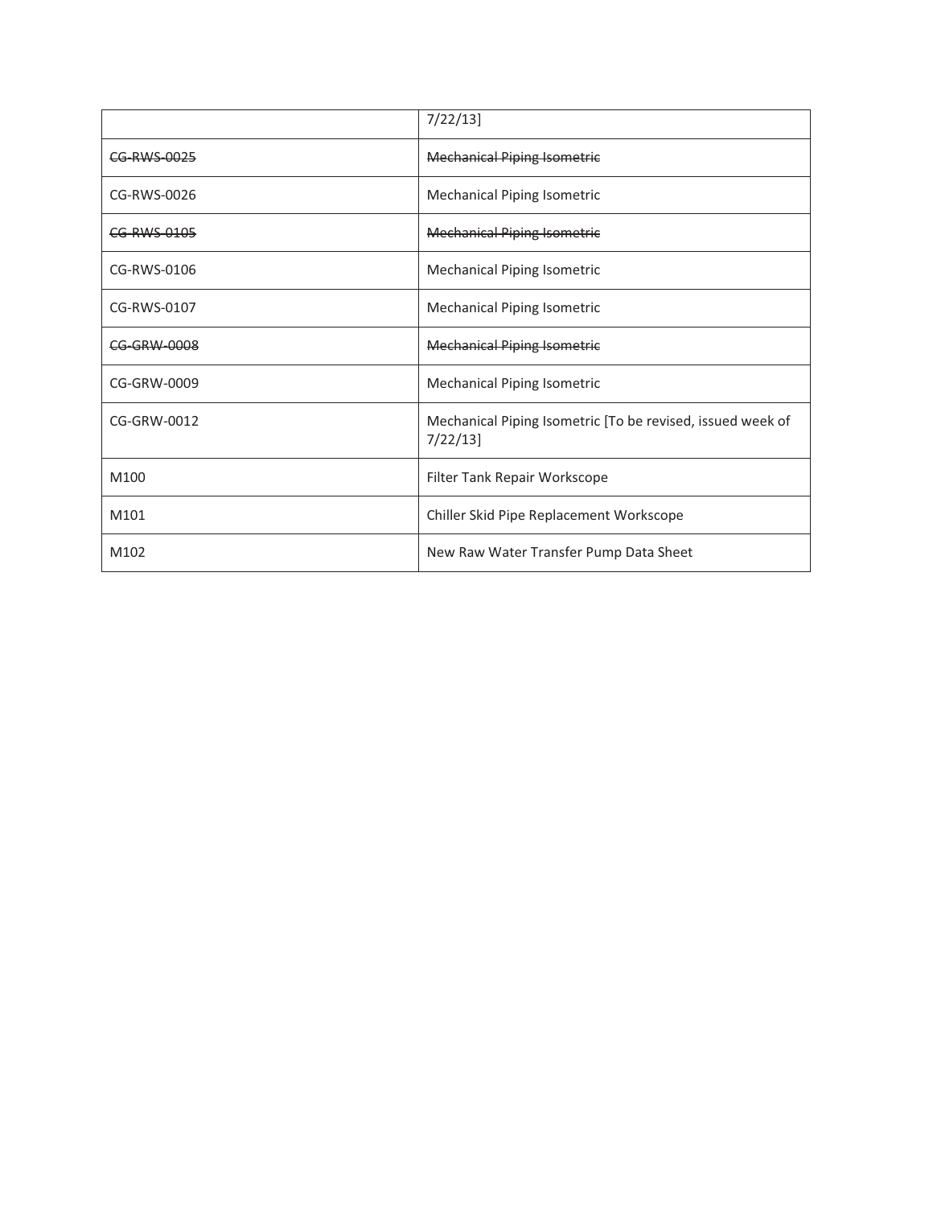| | |
|---|---|
| | 7/22/13] |
| ~~CG-RWS-0025~~ | ~~Mechanical Piping Isometric~~ |
| CG-RWS-0026 | Mechanical Piping Isometric |
| ~~CG-RWS-0105~~ | ~~Mechanical Piping Isometric~~ |
| CG-RWS-0106 | Mechanical Piping Isometric |
| CG-RWS-0107 | Mechanical Piping Isometric |
| ~~CG-GRW-0008~~ | ~~Mechanical Piping Isometric~~ |
| CG-GRW-0009 | Mechanical Piping Isometric |
| CG-GRW-0012 | Mechanical Piping Isometric [To be revised, issued week of 7/22/13] |
| M100 | Filter Tank Repair Workscope |
| M101 | Chiller Skid Pipe Replacement Workscope |
| M102 | New Raw Water Transfer Pump Data Sheet |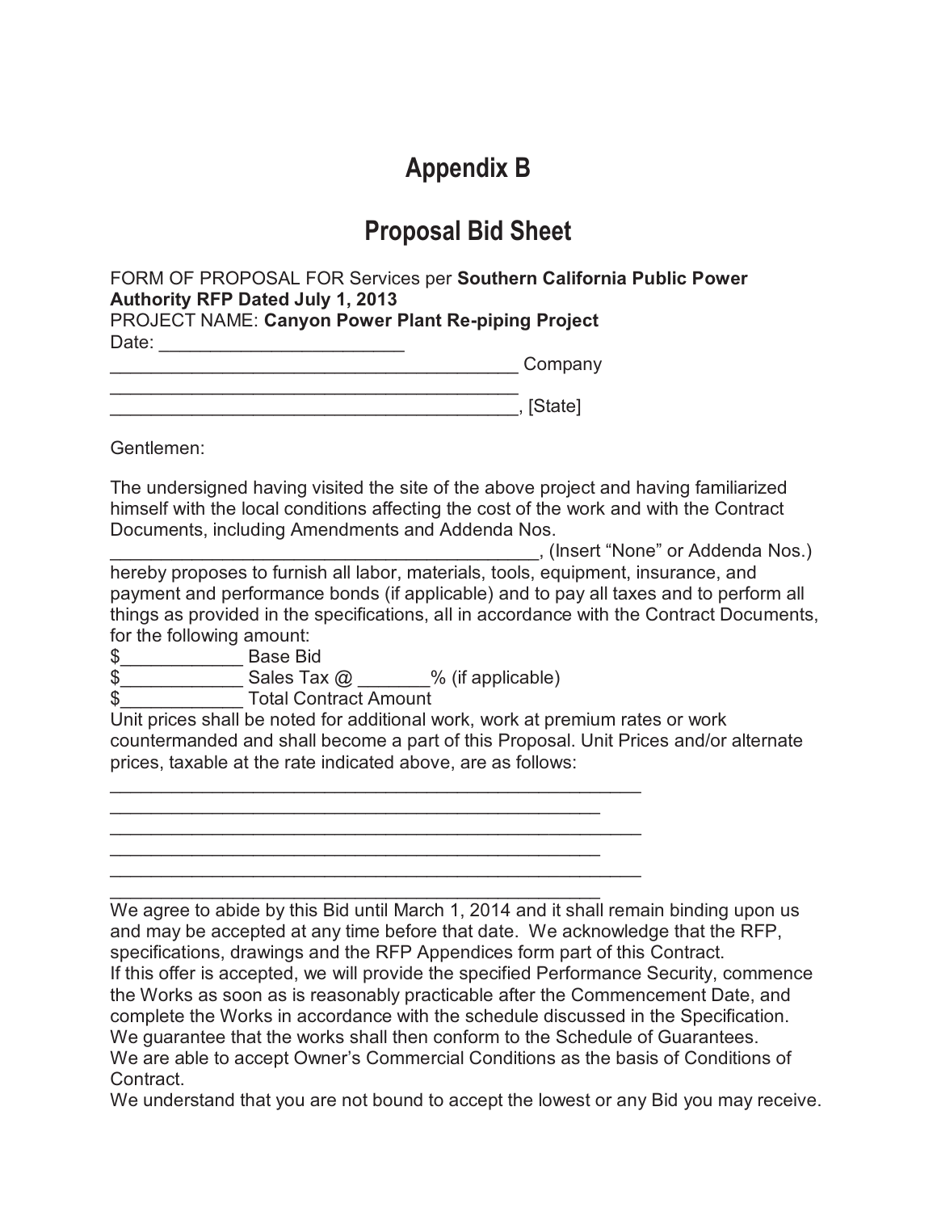# Appendix B

# Proposal Bid Sheet

FORM OF PROPOSAL FOR Services per **Southern California Public Power Authority RFP Dated July 1, 2013**
PROJECT NAME: **Canyon Power Plant Re-piping Project**
Date: ________________________
________________________________________ Company
________________________________________
________________________________________, [State]

Gentlemen:

The undersigned having visited the site of the above project and having familiarized himself with the local conditions affecting the cost of the work and with the Contract Documents, including Amendments and Addenda Nos.
___________________________________________, (Insert "None" or Addenda Nos.)
hereby proposes to furnish all labor, materials, tools, equipment, insurance, and payment and performance bonds (if applicable) and to pay all taxes and to perform all things as provided in the specifications, all in accordance with the Contract Documents, for the following amount:
$____________ Base Bid
$____________ Sales Tax @ _______% (if applicable)
$____________ Total Contract Amount
Unit prices shall be noted for additional work, work at premium rates or work countermanded and shall become a part of this Proposal. Unit Prices and/or alternate prices, taxable at the rate indicated above, are as follows:

____________________________________________________
________________________________________________
____________________________________________________
________________________________________________
____________________________________________________
________________________________________________

We agree to abide by this Bid until March 1, 2014 and it shall remain binding upon us and may be accepted at any time before that date. We acknowledge that the RFP, specifications, drawings and the RFP Appendices form part of this Contract.
If this offer is accepted, we will provide the specified Performance Security, commence the Works as soon as is reasonably practicable after the Commencement Date, and complete the Works in accordance with the schedule discussed in the Specification.
We guarantee that the works shall then conform to the Schedule of Guarantees.
We are able to accept Owner's Commercial Conditions as the basis of Conditions of Contract.
We understand that you are not bound to accept the lowest or any Bid you may receive.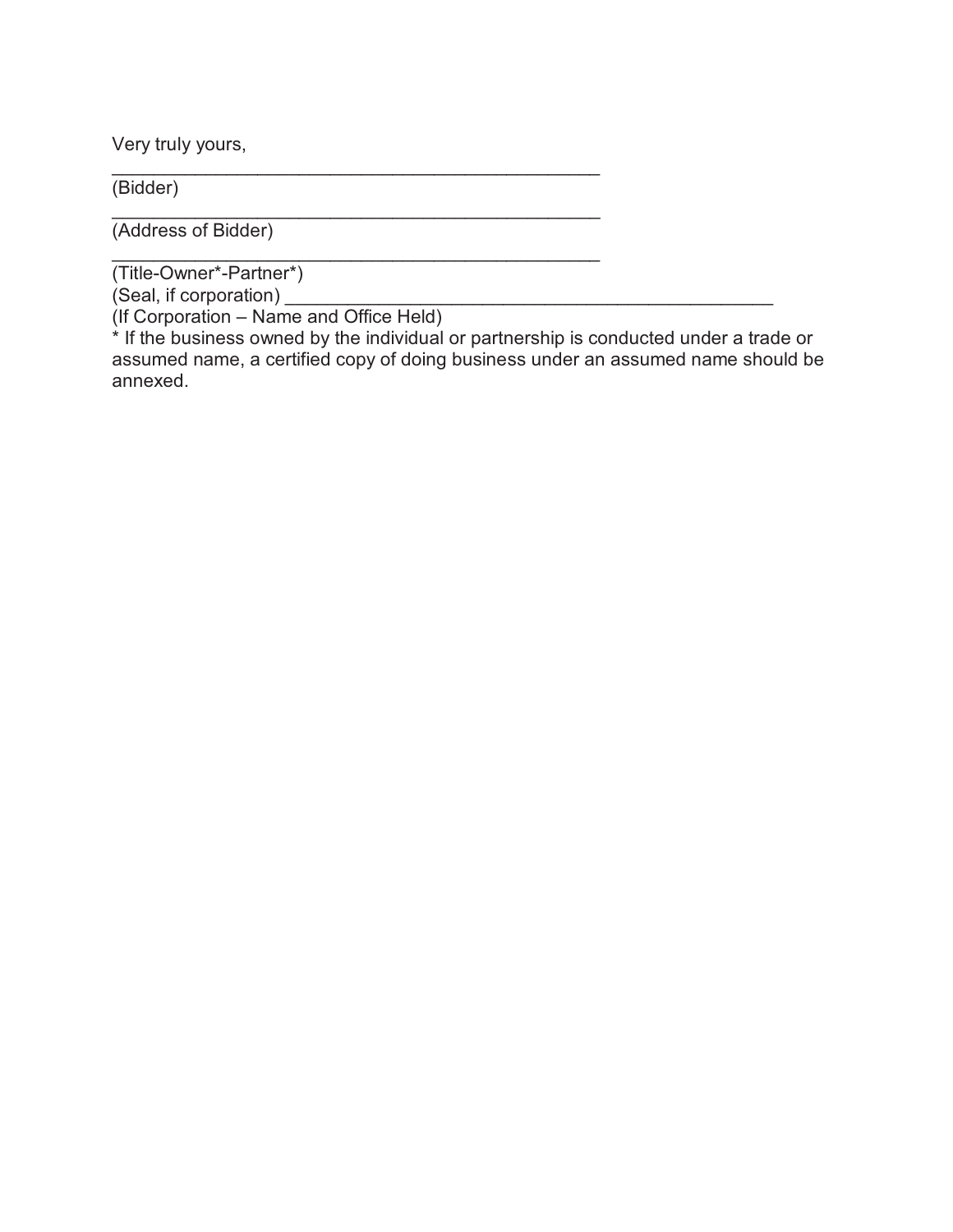Very truly yours,

\_\_\_\_\_\_\_\_\_\_\_\_\_\_\_\_\_\_\_\_\_\_\_\_\_\_\_\_\_\_\_\_\_\_\_\_\_\_\_\_\_\_\_\_\_\_\_\_\_\_
(Bidder)

\_\_\_\_\_\_\_\_\_\_\_\_\_\_\_\_\_\_\_\_\_\_\_\_\_\_\_\_\_\_\_\_\_\_\_\_\_\_\_\_\_\_\_\_\_\_\_\_\_\_
(Address of Bidder)

\_\_\_\_\_\_\_\_\_\_\_\_\_\_\_\_\_\_\_\_\_\_\_\_\_\_\_\_\_\_\_\_\_\_\_\_\_\_\_\_\_\_\_\_\_\_\_\_\_\_
(Title-Owner*-Partner*)
(Seal, if corporation) \_\_\_\_\_\_\_\_\_\_\_\_\_\_\_\_\_\_\_\_\_\_\_\_\_\_\_\_\_\_\_\_\_\_\_\_\_\_\_\_\_\_\_\_\_\_\_\_\_\_
(If Corporation – Name and Office Held)

\* If the business owned by the individual or partnership is conducted under a trade or assumed name, a certified copy of doing business under an assumed name should be annexed.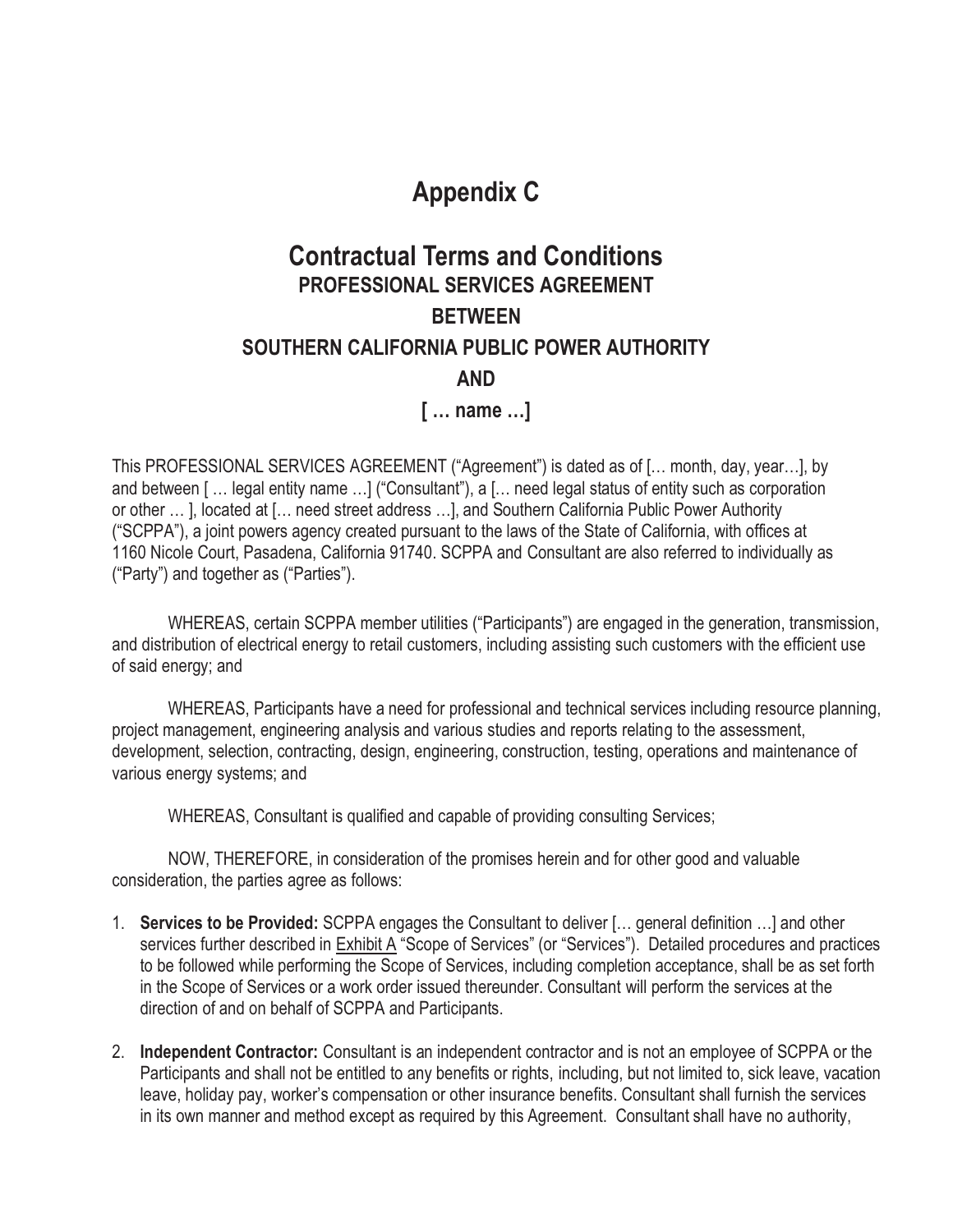# Appendix C

## Contractual Terms and Conditions

### PROFESSIONAL SERVICES AGREEMENT

### BETWEEN

### SOUTHERN CALIFORNIA PUBLIC POWER AUTHORITY

### AND

### [ … name …]

This PROFESSIONAL SERVICES AGREEMENT ("Agreement") is dated as of [… month, day, year…], by and between [ … legal entity name …] ("Consultant"), a [… need legal status of entity such as corporation or other … ], located at [… need street address …], and Southern California Public Power Authority ("SCPPA"), a joint powers agency created pursuant to the laws of the State of California, with offices at 1160 Nicole Court, Pasadena, California 91740. SCPPA and Consultant are also referred to individually as ("Party") and together as ("Parties").

WHEREAS, certain SCPPA member utilities ("Participants") are engaged in the generation, transmission, and distribution of electrical energy to retail customers, including assisting such customers with the efficient use of said energy; and

WHEREAS, Participants have a need for professional and technical services including resource planning, project management, engineering analysis and various studies and reports relating to the assessment, development, selection, contracting, design, engineering, construction, testing, operations and maintenance of various energy systems; and

WHEREAS, Consultant is qualified and capable of providing consulting Services;

NOW, THEREFORE, in consideration of the promises herein and for other good and valuable consideration, the parties agree as follows:

1. **Services to be Provided:** SCPPA engages the Consultant to deliver [… general definition …] and other services further described in Exhibit A "Scope of Services" (or "Services"). Detailed procedures and practices to be followed while performing the Scope of Services, including completion acceptance, shall be as set forth in the Scope of Services or a work order issued thereunder. Consultant will perform the services at the direction of and on behalf of SCPPA and Participants.

2. **Independent Contractor:** Consultant is an independent contractor and is not an employee of SCPPA or the Participants and shall not be entitled to any benefits or rights, including, but not limited to, sick leave, vacation leave, holiday pay, worker's compensation or other insurance benefits. Consultant shall furnish the services in its own manner and method except as required by this Agreement. Consultant shall have no authority,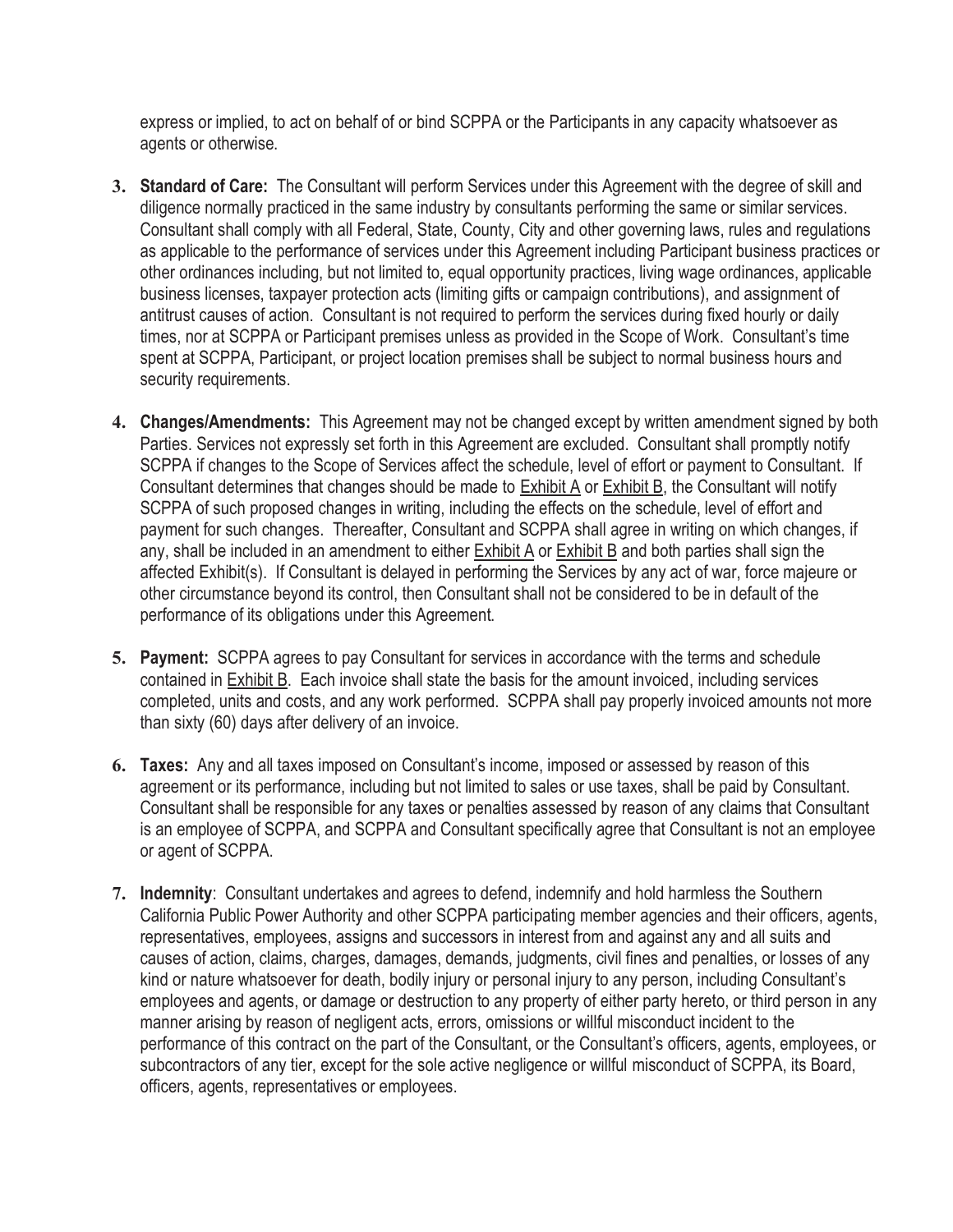express or implied, to act on behalf of or bind SCPPA or the Participants in any capacity whatsoever as agents or otherwise.

3. **Standard of Care:** The Consultant will perform Services under this Agreement with the degree of skill and diligence normally practiced in the same industry by consultants performing the same or similar services. Consultant shall comply with all Federal, State, County, City and other governing laws, rules and regulations as applicable to the performance of services under this Agreement including Participant business practices or other ordinances including, but not limited to, equal opportunity practices, living wage ordinances, applicable business licenses, taxpayer protection acts (limiting gifts or campaign contributions), and assignment of antitrust causes of action. Consultant is not required to perform the services during fixed hourly or daily times, nor at SCPPA or Participant premises unless as provided in the Scope of Work. Consultant's time spent at SCPPA, Participant, or project location premises shall be subject to normal business hours and security requirements.

4. **Changes/Amendments:** This Agreement may not be changed except by written amendment signed by both Parties. Services not expressly set forth in this Agreement are excluded. Consultant shall promptly notify SCPPA if changes to the Scope of Services affect the schedule, level of effort or payment to Consultant. If Consultant determines that changes should be made to Exhibit A or Exhibit B, the Consultant will notify SCPPA of such proposed changes in writing, including the effects on the schedule, level of effort and payment for such changes. Thereafter, Consultant and SCPPA shall agree in writing on which changes, if any, shall be included in an amendment to either Exhibit A or Exhibit B and both parties shall sign the affected Exhibit(s). If Consultant is delayed in performing the Services by any act of war, force majeure or other circumstance beyond its control, then Consultant shall not be considered to be in default of the performance of its obligations under this Agreement.

5. **Payment:** SCPPA agrees to pay Consultant for services in accordance with the terms and schedule contained in Exhibit B. Each invoice shall state the basis for the amount invoiced, including services completed, units and costs, and any work performed. SCPPA shall pay properly invoiced amounts not more than sixty (60) days after delivery of an invoice.

6. **Taxes:** Any and all taxes imposed on Consultant's income, imposed or assessed by reason of this agreement or its performance, including but not limited to sales or use taxes, shall be paid by Consultant. Consultant shall be responsible for any taxes or penalties assessed by reason of any claims that Consultant is an employee of SCPPA, and SCPPA and Consultant specifically agree that Consultant is not an employee or agent of SCPPA.

7. **Indemnity**: Consultant undertakes and agrees to defend, indemnify and hold harmless the Southern California Public Power Authority and other SCPPA participating member agencies and their officers, agents, representatives, employees, assigns and successors in interest from and against any and all suits and causes of action, claims, charges, damages, demands, judgments, civil fines and penalties, or losses of any kind or nature whatsoever for death, bodily injury or personal injury to any person, including Consultant's employees and agents, or damage or destruction to any property of either party hereto, or third person in any manner arising by reason of negligent acts, errors, omissions or willful misconduct incident to the performance of this contract on the part of the Consultant, or the Consultant's officers, agents, employees, or subcontractors of any tier, except for the sole active negligence or willful misconduct of SCPPA, its Board, officers, agents, representatives or employees.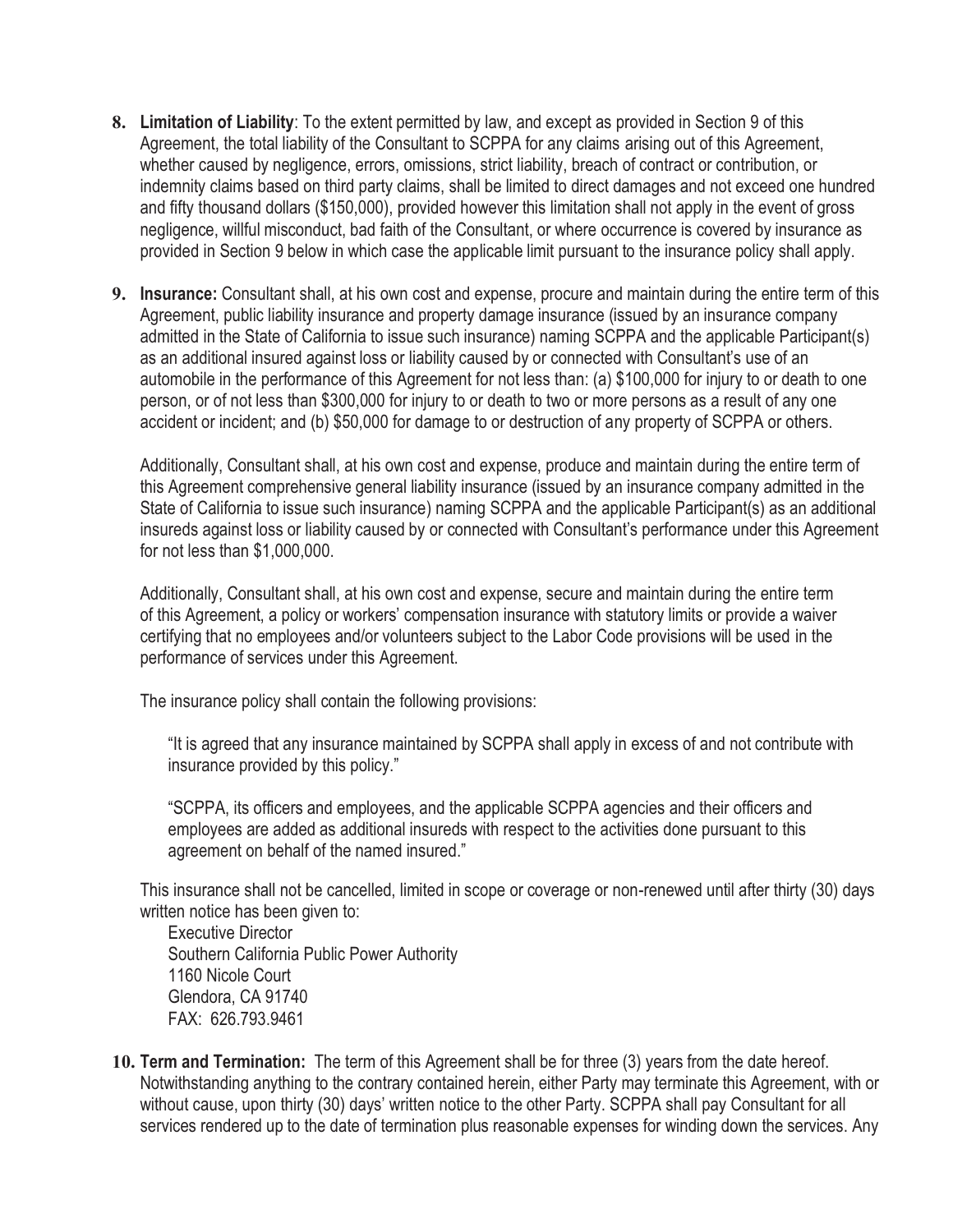8. **Limitation of Liability**: To the extent permitted by law, and except as provided in Section 9 of this Agreement, the total liability of the Consultant to SCPPA for any claims arising out of this Agreement, whether caused by negligence, errors, omissions, strict liability, breach of contract or contribution, or indemnity claims based on third party claims, shall be limited to direct damages and not exceed one hundred and fifty thousand dollars ($150,000), provided however this limitation shall not apply in the event of gross negligence, willful misconduct, bad faith of the Consultant, or where occurrence is covered by insurance as provided in Section 9 below in which case the applicable limit pursuant to the insurance policy shall apply.

9. **Insurance:** Consultant shall, at his own cost and expense, procure and maintain during the entire term of this Agreement, public liability insurance and property damage insurance (issued by an insurance company admitted in the State of California to issue such insurance) naming SCPPA and the applicable Participant(s) as an additional insured against loss or liability caused by or connected with Consultant's use of an automobile in the performance of this Agreement for not less than: (a) $100,000 for injury to or death to one person, or of not less than $300,000 for injury to or death to two or more persons as a result of any one accident or incident; and (b) $50,000 for damage to or destruction of any property of SCPPA or others.

   Additionally, Consultant shall, at his own cost and expense, produce and maintain during the entire term of this Agreement comprehensive general liability insurance (issued by an insurance company admitted in the State of California to issue such insurance) naming SCPPA and the applicable Participant(s) as an additional insureds against loss or liability caused by or connected with Consultant's performance under this Agreement for not less than $1,000,000.

   Additionally, Consultant shall, at his own cost and expense, secure and maintain during the entire term of this Agreement, a policy or workers' compensation insurance with statutory limits or provide a waiver certifying that no employees and/or volunteers subject to the Labor Code provisions will be used in the performance of services under this Agreement.

   The insurance policy shall contain the following provisions:

   > "It is agreed that any insurance maintained by SCPPA shall apply in excess of and not contribute with insurance provided by this policy."
   >
   > "SCPPA, its officers and employees, and the applicable SCPPA agencies and their officers and employees are added as additional insureds with respect to the activities done pursuant to this agreement on behalf of the named insured."

   This insurance shall not be cancelled, limited in scope or coverage or non-renewed until after thirty (30) days written notice has been given to:

   Executive Director
   Southern California Public Power Authority
   1160 Nicole Court
   Glendora, CA 91740
   FAX: 626.793.9461

10. **Term and Termination:** The term of this Agreement shall be for three (3) years from the date hereof. Notwithstanding anything to the contrary contained herein, either Party may terminate this Agreement, with or without cause, upon thirty (30) days' written notice to the other Party. SCPPA shall pay Consultant for all services rendered up to the date of termination plus reasonable expenses for winding down the services. Any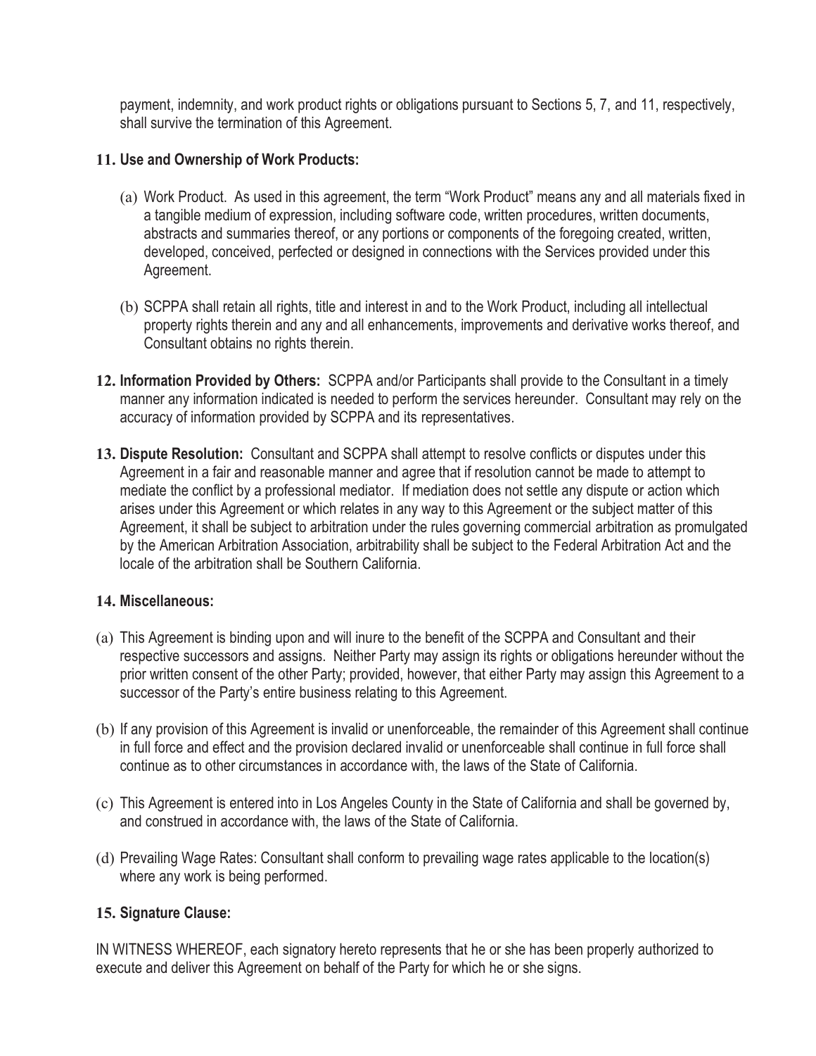payment, indemnity, and work product rights or obligations pursuant to Sections 5, 7, and 11, respectively, shall survive the termination of this Agreement.

**11. Use and Ownership of Work Products:**

(a) Work Product. As used in this agreement, the term "Work Product" means any and all materials fixed in a tangible medium of expression, including software code, written procedures, written documents, abstracts and summaries thereof, or any portions or components of the foregoing created, written, developed, conceived, perfected or designed in connections with the Services provided under this Agreement.

(b) SCPPA shall retain all rights, title and interest in and to the Work Product, including all intellectual property rights therein and any and all enhancements, improvements and derivative works thereof, and Consultant obtains no rights therein.

**12. Information Provided by Others:** SCPPA and/or Participants shall provide to the Consultant in a timely manner any information indicated is needed to perform the services hereunder. Consultant may rely on the accuracy of information provided by SCPPA and its representatives.

**13. Dispute Resolution:** Consultant and SCPPA shall attempt to resolve conflicts or disputes under this Agreement in a fair and reasonable manner and agree that if resolution cannot be made to attempt to mediate the conflict by a professional mediator. If mediation does not settle any dispute or action which arises under this Agreement or which relates in any way to this Agreement or the subject matter of this Agreement, it shall be subject to arbitration under the rules governing commercial arbitration as promulgated by the American Arbitration Association, arbitrability shall be subject to the Federal Arbitration Act and the locale of the arbitration shall be Southern California.

**14. Miscellaneous:**

(a) This Agreement is binding upon and will inure to the benefit of the SCPPA and Consultant and their respective successors and assigns. Neither Party may assign its rights or obligations hereunder without the prior written consent of the other Party; provided, however, that either Party may assign this Agreement to a successor of the Party's entire business relating to this Agreement.

(b) If any provision of this Agreement is invalid or unenforceable, the remainder of this Agreement shall continue in full force and effect and the provision declared invalid or unenforceable shall continue in full force shall continue as to other circumstances in accordance with, the laws of the State of California.

(c) This Agreement is entered into in Los Angeles County in the State of California and shall be governed by, and construed in accordance with, the laws of the State of California.

(d) Prevailing Wage Rates: Consultant shall conform to prevailing wage rates applicable to the location(s) where any work is being performed.

**15. Signature Clause:**

IN WITNESS WHEREOF, each signatory hereto represents that he or she has been properly authorized to execute and deliver this Agreement on behalf of the Party for which he or she signs.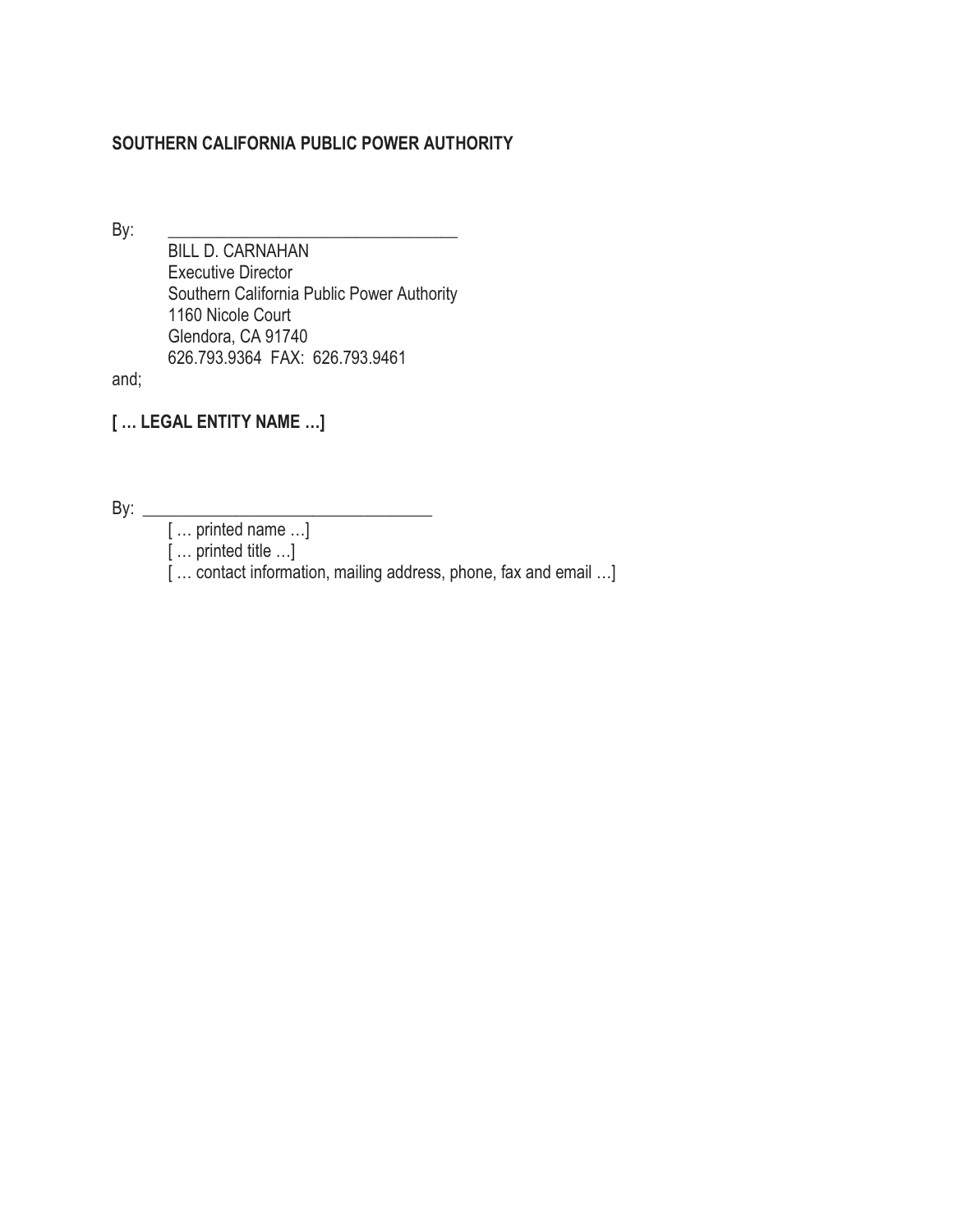**SOUTHERN CALIFORNIA PUBLIC POWER AUTHORITY**

By: ________________________________

BILL D. CARNAHAN
Executive Director
Southern California Public Power Authority
1160 Nicole Court
Glendora, CA 91740
626.793.9364 FAX: 626.793.9461

and;

**[ … LEGAL ENTITY NAME …]**

By: ________________________________

[ … printed name …]
[ … printed title …]
[ … contact information, mailing address, phone, fax and email …]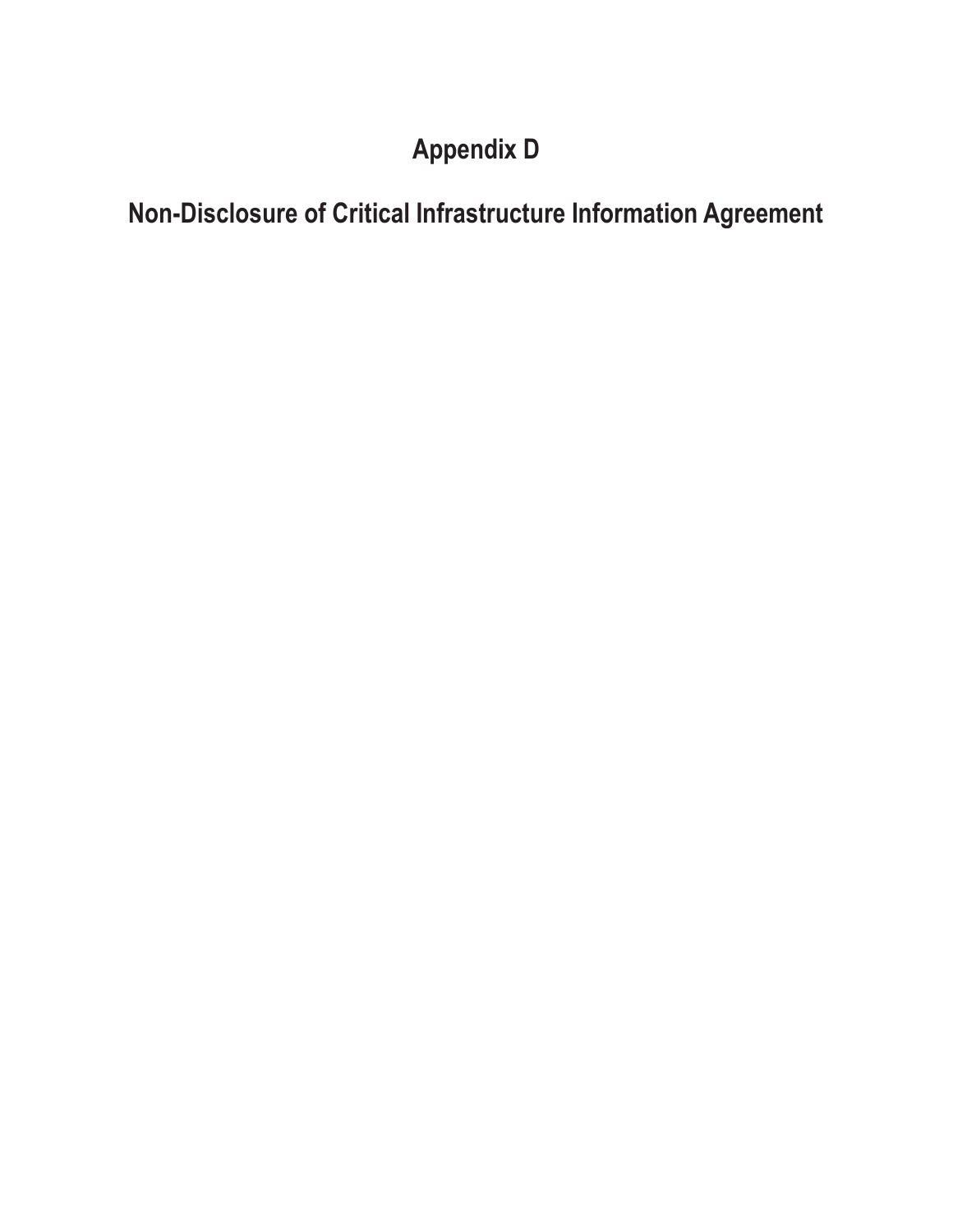# Appendix D

# Non-Disclosure of Critical Infrastructure Information Agreement